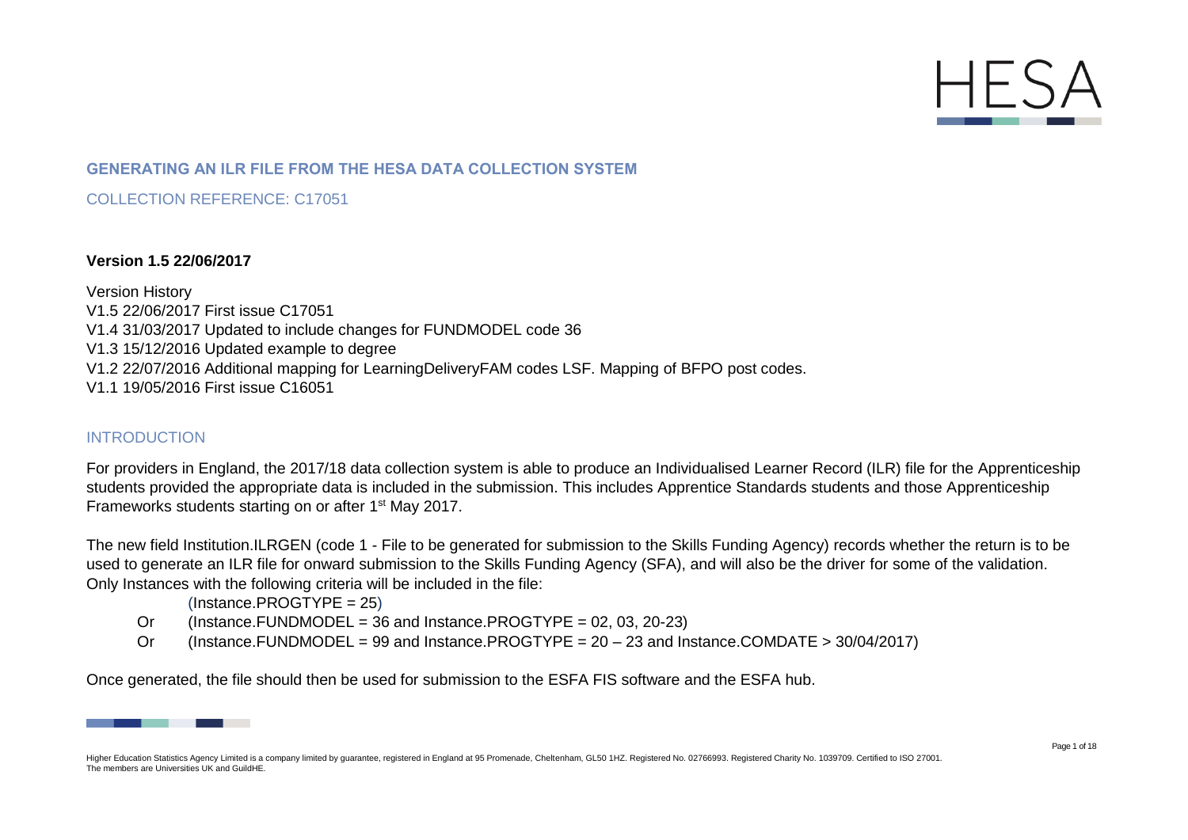HESA

## GENERATING AN ILR FILE FROM THE HESA DATA COLLECTION SYSTEM

COLLECTION REFERENCE: C17051

**Version 1.5 22/06/2017**

Version History
V1.5 22/06/2017 First issue C17051
V1.4 31/03/2017 Updated to include changes for FUNDMODEL code 36
V1.3 15/12/2016 Updated example to degree
V1.2 22/07/2016 Additional mapping for LearningDeliveryFAM codes LSF. Mapping of BFPO post codes.
V1.1 19/05/2016 First issue C16051

## INTRODUCTION

For providers in England, the 2017/18 data collection system is able to produce an Individualised Learner Record (ILR) file for the Apprenticeship students provided the appropriate data is included in the submission. This includes Apprentice Standards students and those Apprenticeship Frameworks students starting on or after 1st May 2017.

The new field Institution.ILRGEN (code 1 - File to be generated for submission to the Skills Funding Agency) records whether the return is to be used to generate an ILR file for onward submission to the Skills Funding Agency (SFA), and will also be the driver for some of the validation. Only Instances with the following criteria will be included in the file:

(Instance.PROGTYPE = 25)
Or (Instance.FUNDMODEL = 36 and Instance.PROGTYPE = 02, 03, 20-23)
Or (Instance.FUNDMODEL = 99 and Instance.PROGTYPE = 20 – 23 and Instance.COMDATE > 30/04/2017)

Once generated, the file should then be used for submission to the ESFA FIS software and the ESFA hub.

Higher Education Statistics Agency Limited is a company limited by guarantee, registered in England at 95 Promenade, Cheltenham, GL50 1HZ. Registered No. 02766993. Registered Charity No. 1039709. Certified to ISO 27001. The members are Universities UK and GuildHE.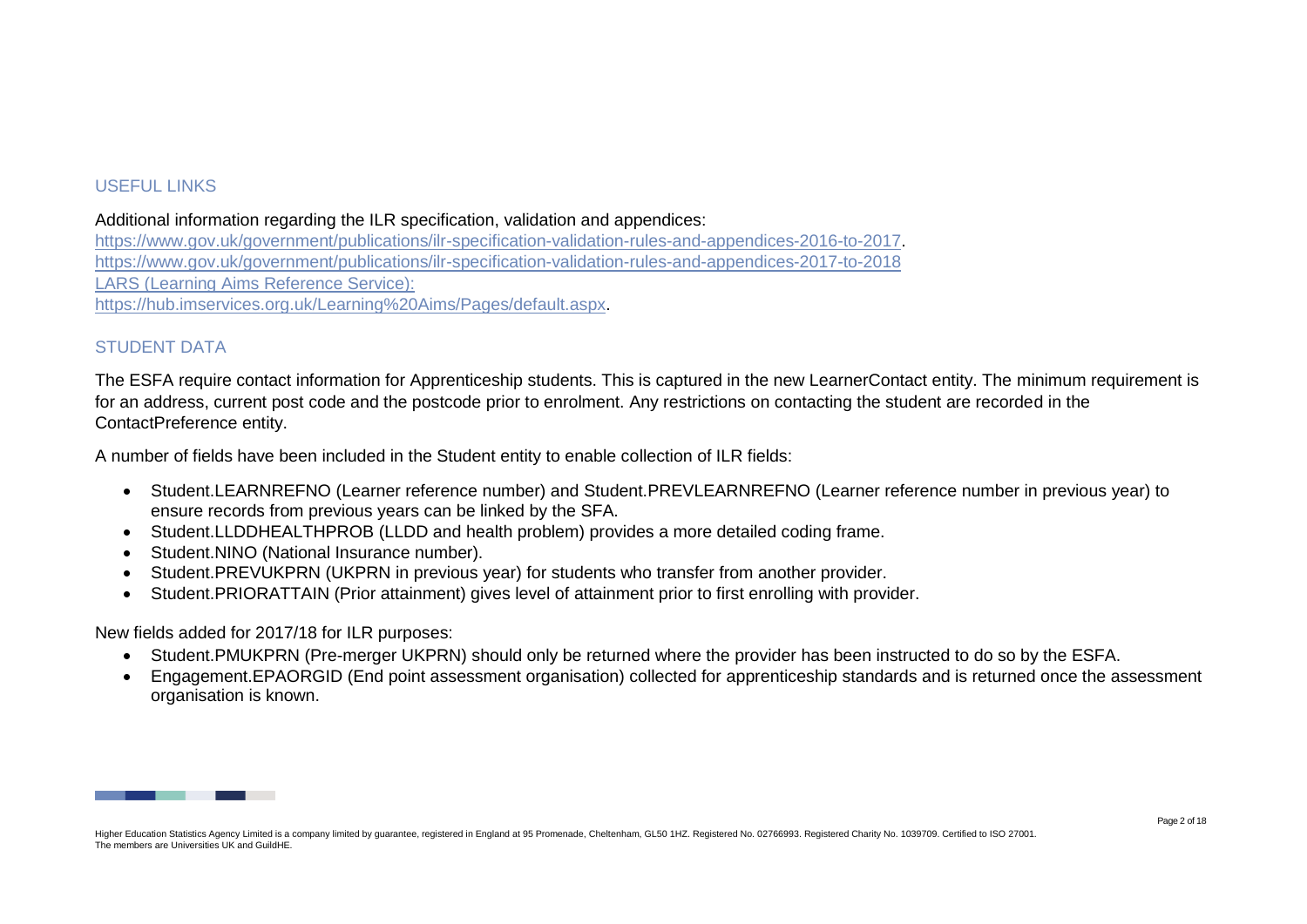## USEFUL LINKS

Additional information regarding the ILR specification, validation and appendices:
https://www.gov.uk/government/publications/ilr-specification-validation-rules-and-appendices-2016-to-2017.
https://www.gov.uk/government/publications/ilr-specification-validation-rules-and-appendices-2017-to-2018
LARS (Learning Aims Reference Service):
https://hub.imservices.org.uk/Learning%20Aims/Pages/default.aspx.

## STUDENT DATA

The ESFA require contact information for Apprenticeship students. This is captured in the new LearnerContact entity. The minimum requirement is for an address, current post code and the postcode prior to enrolment. Any restrictions on contacting the student are recorded in the ContactPreference entity.

A number of fields have been included in the Student entity to enable collection of ILR fields:

- Student.LEARNREFNO (Learner reference number) and Student.PREVLEARNREFNO (Learner reference number in previous year) to ensure records from previous years can be linked by the SFA.
- Student.LLDDHEALTHPROB (LLDD and health problem) provides a more detailed coding frame.
- Student.NINO (National Insurance number).
- Student.PREVUKPRN (UKPRN in previous year) for students who transfer from another provider.
- Student.PRIORATTAIN (Prior attainment) gives level of attainment prior to first enrolling with provider.

New fields added for 2017/18 for ILR purposes:

- Student.PMUKPRN (Pre-merger UKPRN) should only be returned where the provider has been instructed to do so by the ESFA.
- Engagement.EPAORGID (End point assessment organisation) collected for apprenticeship standards and is returned once the assessment organisation is known.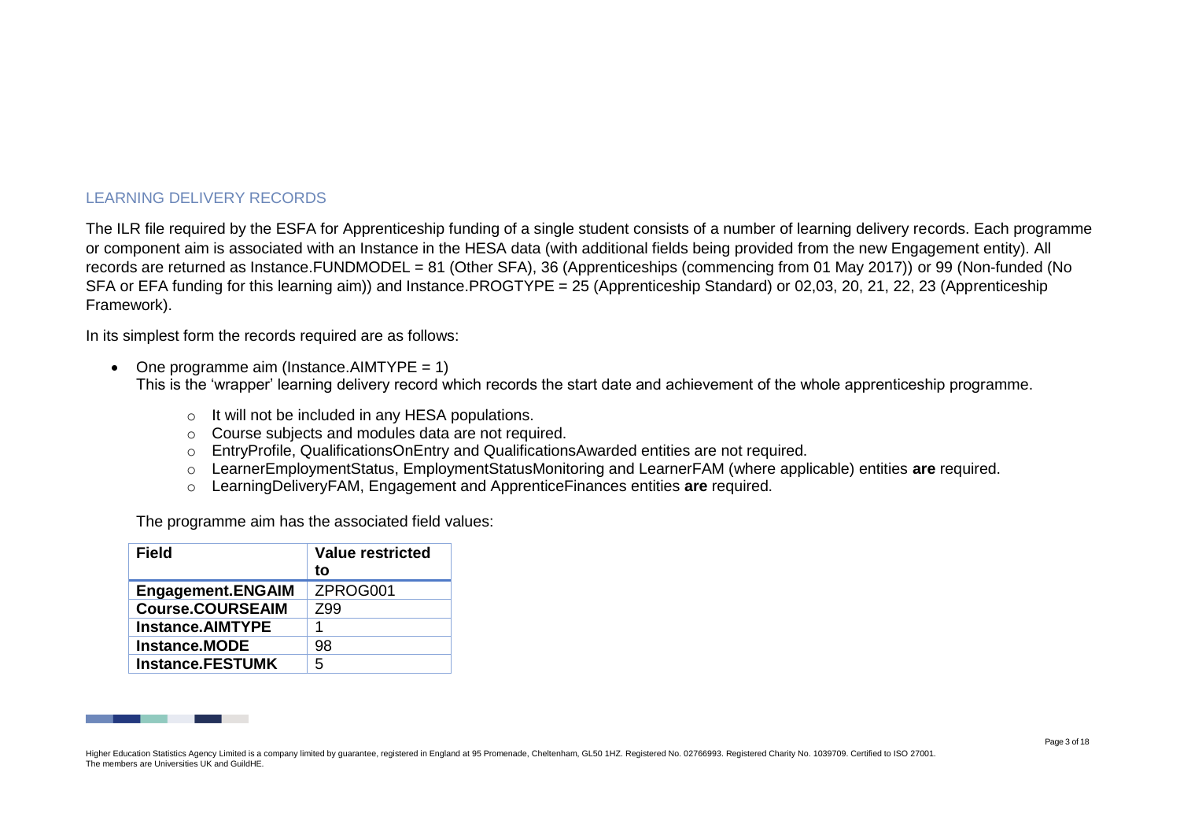## LEARNING DELIVERY RECORDS

The ILR file required by the ESFA for Apprenticeship funding of a single student consists of a number of learning delivery records. Each programme or component aim is associated with an Instance in the HESA data (with additional fields being provided from the new Engagement entity). All records are returned as Instance.FUNDMODEL = 81 (Other SFA), 36 (Apprenticeships (commencing from 01 May 2017)) or 99 (Non-funded (No SFA or EFA funding for this learning aim)) and Instance.PROGTYPE = 25 (Apprenticeship Standard) or 02,03, 20, 21, 22, 23 (Apprenticeship Framework).

In its simplest form the records required are as follows:

- One programme aim (Instance.AIMTYPE = 1)
  This is the 'wrapper' learning delivery record which records the start date and achievement of the whole apprenticeship programme.
  - It will not be included in any HESA populations.
  - Course subjects and modules data are not required.
  - EntryProfile, QualificationsOnEntry and QualificationsAwarded entities are not required.
  - LearnerEmploymentStatus, EmploymentStatusMonitoring and LearnerFAM (where applicable) entities **are** required.
  - LearningDeliveryFAM, Engagement and ApprenticeFinances entities **are** required.

  The programme aim has the associated field values:

| Field | Value restricted to |
|---|---|
| **Engagement.ENGAIM** | ZPROG001 |
| **Course.COURSEAIM** | Z99 |
| **Instance.AIMTYPE** | 1 |
| **Instance.MODE** | 98 |
| **Instance.FESTUMK** | 5 |

Higher Education Statistics Agency Limited is a company limited by guarantee, registered in England at 95 Promenade, Cheltenham, GL50 1HZ. Registered No. 02766993. Registered Charity No. 1039709. Certified to ISO 27001. The members are Universities UK and GuildHE.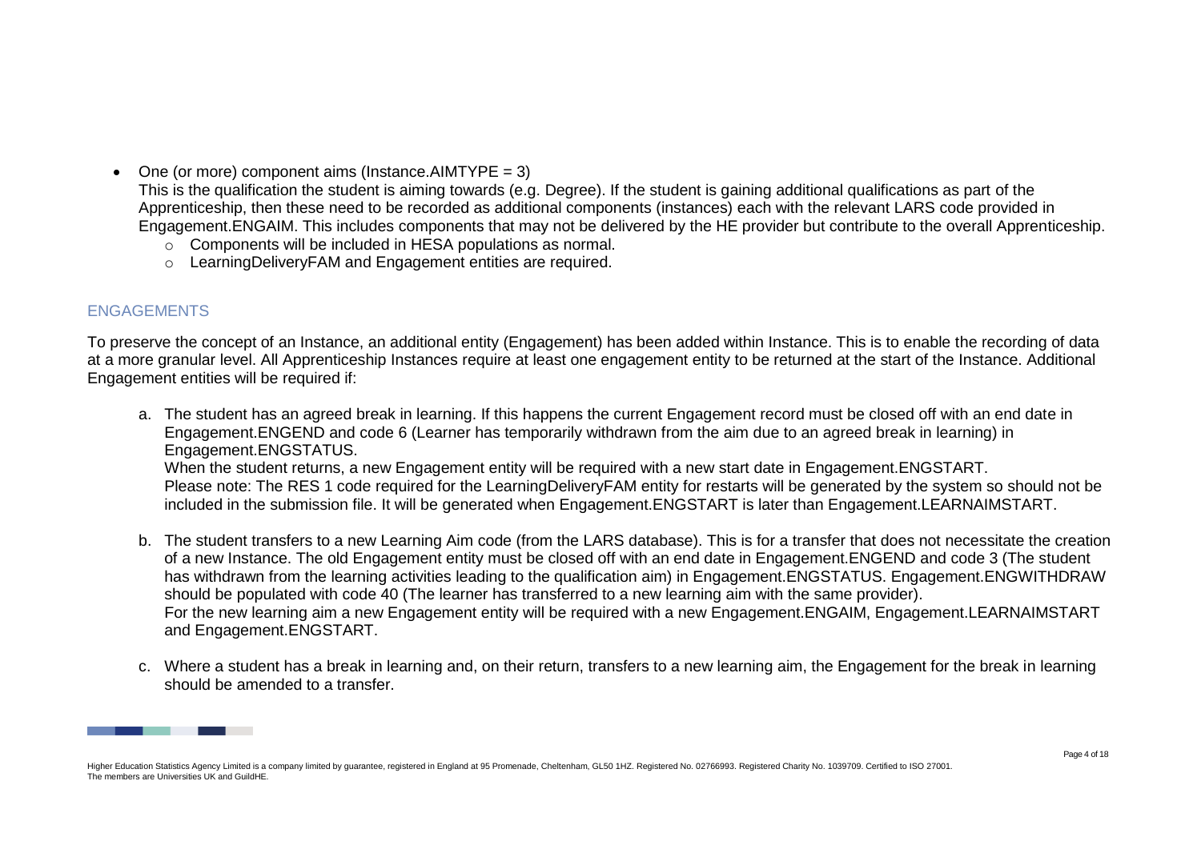- One (or more) component aims (Instance.AIMTYPE = 3)
  This is the qualification the student is aiming towards (e.g. Degree). If the student is gaining additional qualifications as part of the Apprenticeship, then these need to be recorded as additional components (instances) each with the relevant LARS code provided in Engagement.ENGAIM. This includes components that may not be delivered by the HE provider but contribute to the overall Apprenticeship.
  - Components will be included in HESA populations as normal.
  - LearningDeliveryFAM and Engagement entities are required.

## ENGAGEMENTS

To preserve the concept of an Instance, an additional entity (Engagement) has been added within Instance. This is to enable the recording of data at a more granular level. All Apprenticeship Instances require at least one engagement entity to be returned at the start of the Instance. Additional Engagement entities will be required if:

a. The student has an agreed break in learning. If this happens the current Engagement record must be closed off with an end date in Engagement.ENGEND and code 6 (Learner has temporarily withdrawn from the aim due to an agreed break in learning) in Engagement.ENGSTATUS.
   When the student returns, a new Engagement entity will be required with a new start date in Engagement.ENGSTART.
   Please note: The RES 1 code required for the LearningDeliveryFAM entity for restarts will be generated by the system so should not be included in the submission file. It will be generated when Engagement.ENGSTART is later than Engagement.LEARNAIMSTART.

b. The student transfers to a new Learning Aim code (from the LARS database). This is for a transfer that does not necessitate the creation of a new Instance. The old Engagement entity must be closed off with an end date in Engagement.ENGEND and code 3 (The student has withdrawn from the learning activities leading to the qualification aim) in Engagement.ENGSTATUS. Engagement.ENGWITHDRAW should be populated with code 40 (The learner has transferred to a new learning aim with the same provider).
   For the new learning aim a new Engagement entity will be required with a new Engagement.ENGAIM, Engagement.LEARNAIMSTART and Engagement.ENGSTART.

c. Where a student has a break in learning and, on their return, transfers to a new learning aim, the Engagement for the break in learning should be amended to a transfer.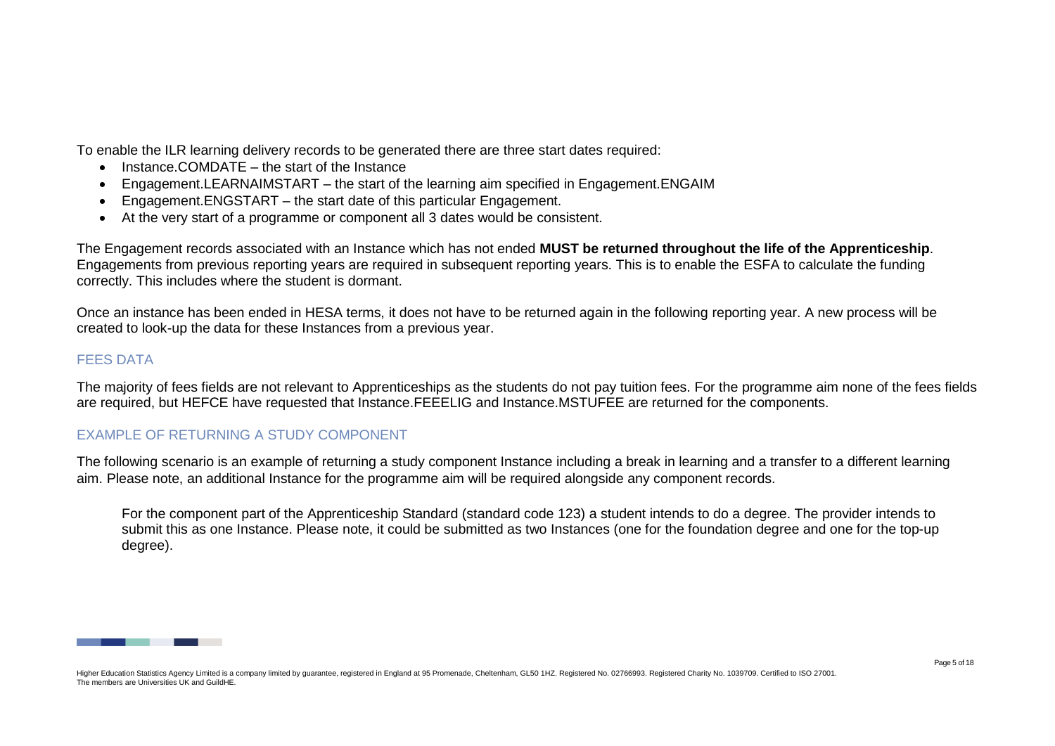To enable the ILR learning delivery records to be generated there are three start dates required:

- Instance.COMDATE – the start of the Instance
- Engagement.LEARNAIMSTART – the start of the learning aim specified in Engagement.ENGAIM
- Engagement.ENGSTART – the start date of this particular Engagement.
- At the very start of a programme or component all 3 dates would be consistent.

The Engagement records associated with an Instance which has not ended **MUST be returned throughout the life of the Apprenticeship**. Engagements from previous reporting years are required in subsequent reporting years. This is to enable the ESFA to calculate the funding correctly. This includes where the student is dormant.

Once an instance has been ended in HESA terms, it does not have to be returned again in the following reporting year. A new process will be created to look-up the data for these Instances from a previous year.

## FEES DATA

The majority of fees fields are not relevant to Apprenticeships as the students do not pay tuition fees. For the programme aim none of the fees fields are required, but HEFCE have requested that Instance.FEEELIG and Instance.MSTUFEE are returned for the components.

## EXAMPLE OF RETURNING A STUDY COMPONENT

The following scenario is an example of returning a study component Instance including a break in learning and a transfer to a different learning aim. Please note, an additional Instance for the programme aim will be required alongside any component records.

> For the component part of the Apprenticeship Standard (standard code 123) a student intends to do a degree. The provider intends to submit this as one Instance. Please note, it could be submitted as two Instances (one for the foundation degree and one for the top-up degree).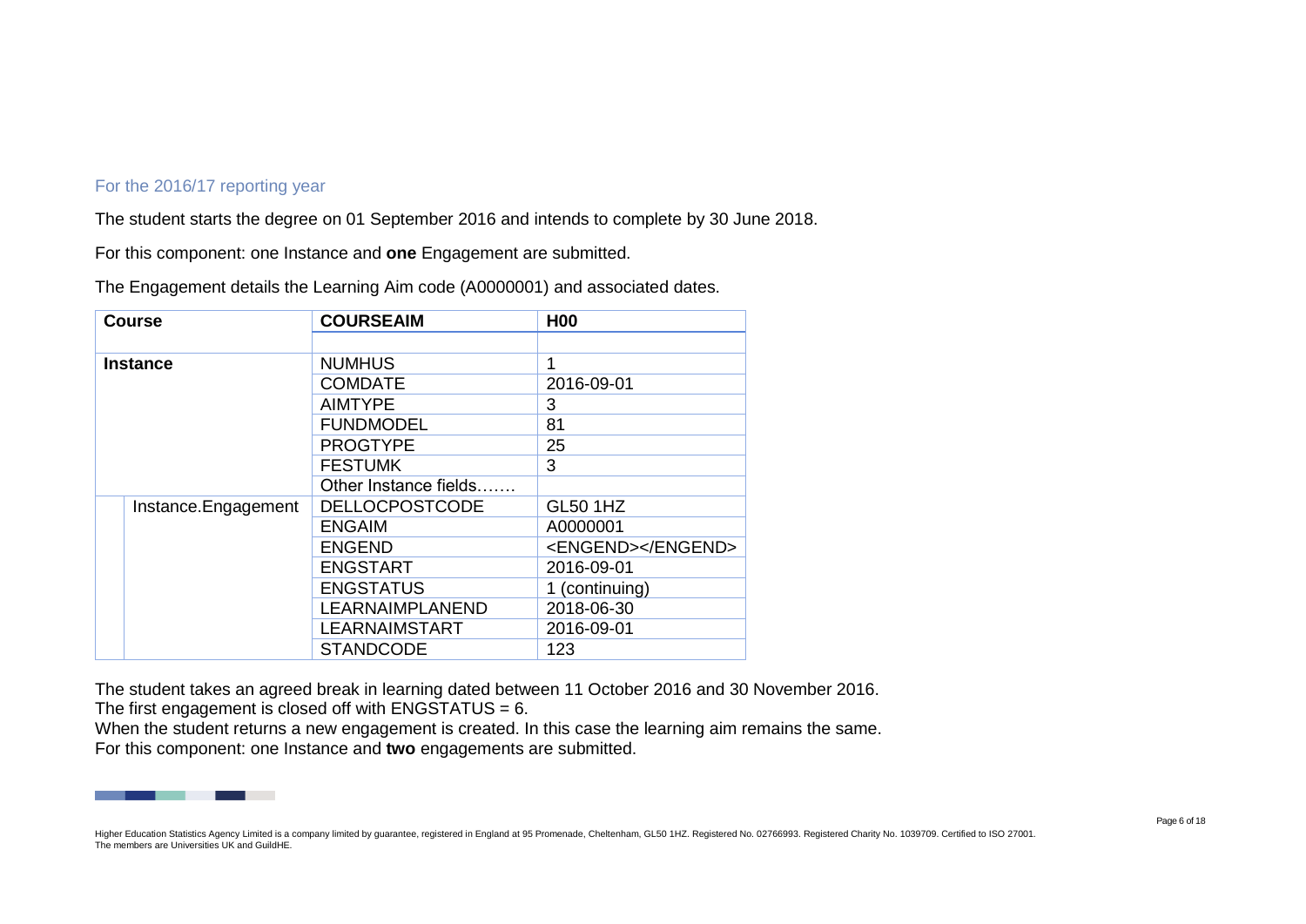### For the 2016/17 reporting year

The student starts the degree on 01 September 2016 and intends to complete by 30 June 2018.

For this component: one Instance and **one** Engagement are submitted.

The Engagement details the Learning Aim code (A0000001) and associated dates.

| **Course** | | **COURSEAIM** | **H00** |
|---|---|---|---|
| | | | |
| **Instance** | | NUMHUS | 1 |
| | | COMDATE | 2016-09-01 |
| | | AIMTYPE | 3 |
| | | FUNDMODEL | 81 |
| | | PROGTYPE | 25 |
| | | FESTUMK | 3 |
| | | Other Instance fields……. | |
| | Instance.Engagement | DELLOCPOSTCODE | GL50 1HZ |
| | | ENGAIM | A0000001 |
| | | ENGEND | <ENGEND></ENGEND> |
| | | ENGSTART | 2016-09-01 |
| | | ENGSTATUS | 1 (continuing) |
| | | LEARNAIMPLANEND | 2018-06-30 |
| | | LEARNAIMSTART | 2016-09-01 |
| | | STANDCODE | 123 |

The student takes an agreed break in learning dated between 11 October 2016 and 30 November 2016.
The first engagement is closed off with ENGSTATUS = 6.
When the student returns a new engagement is created. In this case the learning aim remains the same.
For this component: one Instance and **two** engagements are submitted.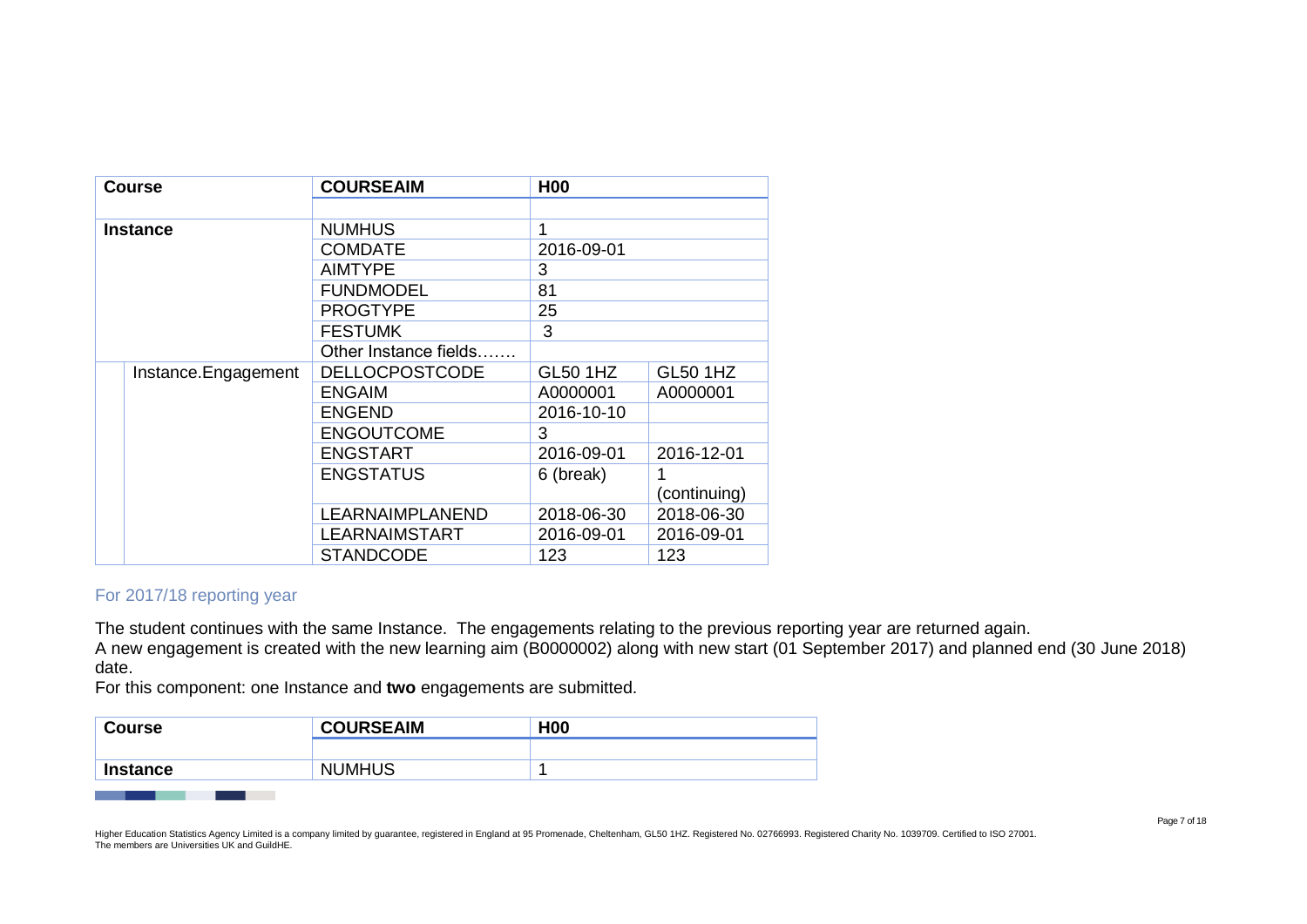| Course | | COURSEAIM | H00 | |
|---|---|---|---|---|
| | | | | |
| Instance | | NUMHUS | 1 | |
| | | COMDATE | 2016-09-01 | |
| | | AIMTYPE | 3 | |
| | | FUNDMODEL | 81 | |
| | | PROGTYPE | 25 | |
| | | FESTUMK | 3 | |
| | | Other Instance fields……. | | |
| | Instance.Engagement | DELLOCPOSTCODE | GL50 1HZ | GL50 1HZ |
| | | ENGAIM | A0000001 | A0000001 |
| | | ENGEND | 2016-10-10 | |
| | | ENGOUTCOME | 3 | |
| | | ENGSTART | 2016-09-01 | 2016-12-01 |
| | | ENGSTATUS | 6 (break) | 1 (continuing) |
| | | LEARNAIMPLANEND | 2018-06-30 | 2018-06-30 |
| | | LEARNAIMSTART | 2016-09-01 | 2016-09-01 |
| | | STANDCODE | 123 | 123 |

### For 2017/18 reporting year

The student continues with the same Instance. The engagements relating to the previous reporting year are returned again.
A new engagement is created with the new learning aim (B0000002) along with new start (01 September 2017) and planned end (30 June 2018) date.
For this component: one Instance and **two** engagements are submitted.

| Course | COURSEAIM | H00 |
|---|---|---|
| | | |
| Instance | NUMHUS | 1 |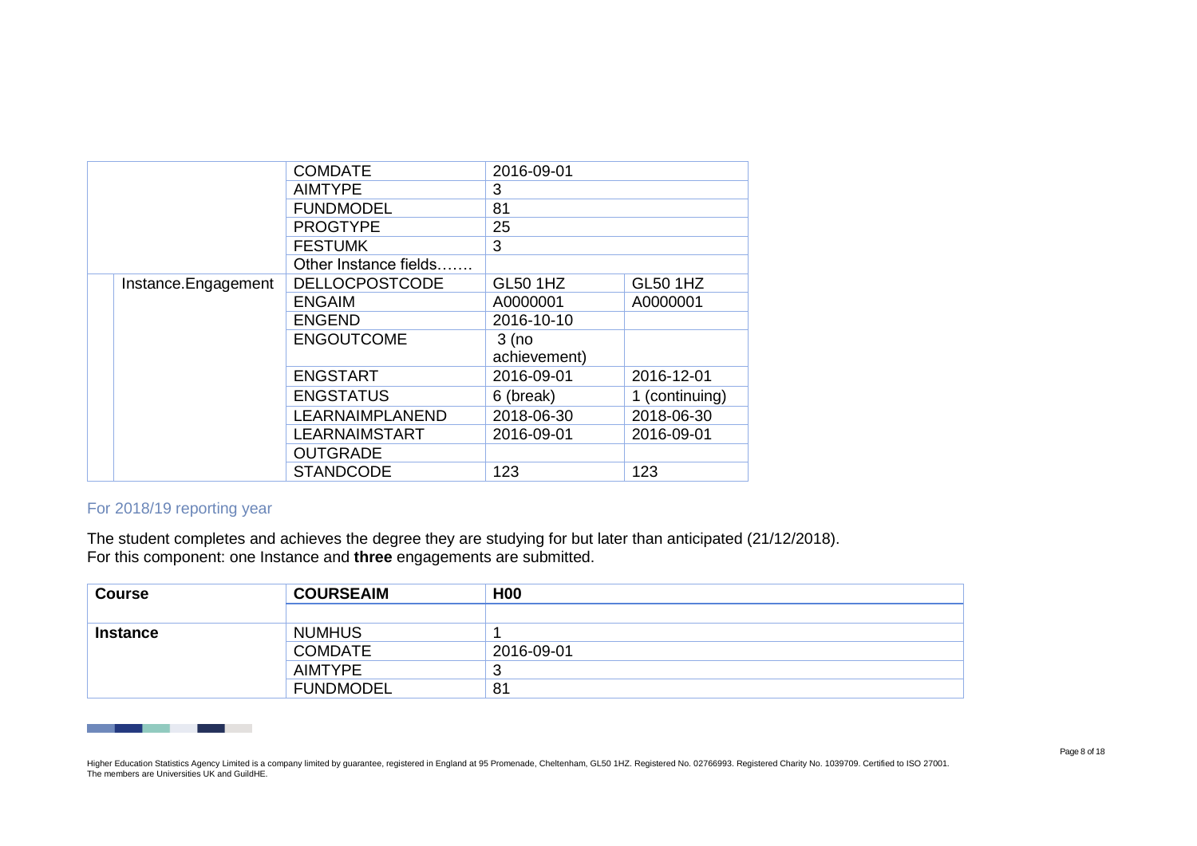| | | | | |
|---|---|---|---|---|
| | | COMDATE | 2016-09-01 | |
| | | AIMTYPE | 3 | |
| | | FUNDMODEL | 81 | |
| | | PROGTYPE | 25 | |
| | | FESTUMK | 3 | |
| | | Other Instance fields……. | | |
| | Instance.Engagement | DELLOCPOSTCODE | GL50 1HZ | GL50 1HZ |
| | | ENGAIM | A0000001 | A0000001 |
| | | ENGEND | 2016-10-10 | |
| | | ENGOUTCOME | 3 (no achievement) | |
| | | ENGSTART | 2016-09-01 | 2016-12-01 |
| | | ENGSTATUS | 6 (break) | 1 (continuing) |
| | | LEARNAIMPLANEND | 2018-06-30 | 2018-06-30 |
| | | LEARNAIMSTART | 2016-09-01 | 2016-09-01 |
| | | OUTGRADE | | |
| | | STANDCODE | 123 | 123 |

### For 2018/19 reporting year

The student completes and achieves the degree they are studying for but later than anticipated (21/12/2018).
For this component: one Instance and **three** engagements are submitted.

| Course | COURSEAIM | H00 |
|---|---|---|
| | | |
| **Instance** | NUMHUS | 1 |
| | COMDATE | 2016-09-01 |
| | AIMTYPE | 3 |
| | FUNDMODEL | 81 |

Higher Education Statistics Agency Limited is a company limited by guarantee, registered in England at 95 Promenade, Cheltenham, GL50 1HZ. Registered No. 02766993. Registered Charity No. 1039709. Certified to ISO 27001. The members are Universities UK and GuildHE.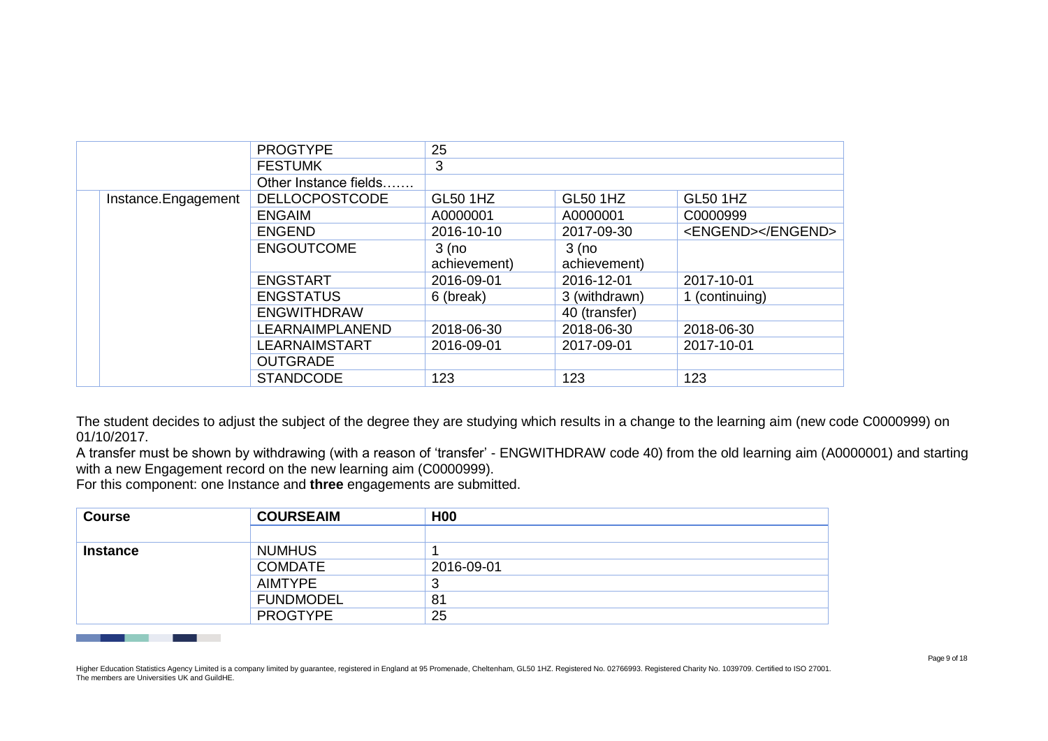| | | | | |
|---|---|---|---|---|
| | PROGTYPE | 25 | | |
| | FESTUMK | 3 | | |
| | Other Instance fields……. | | | |
| Instance.Engagement | DELLOCPOSTCODE | GL50 1HZ | GL50 1HZ | GL50 1HZ |
| | ENGAIM | A0000001 | A0000001 | C0000999 |
| | ENGEND | 2016-10-10 | 2017-09-30 | <ENGEND></ENGEND> |
| | ENGOUTCOME | 3 (no achievement) | 3 (no achievement) | |
| | ENGSTART | 2016-09-01 | 2016-12-01 | 2017-10-01 |
| | ENGSTATUS | 6 (break) | 3 (withdrawn) | 1 (continuing) |
| | ENGWITHDRAW | | 40 (transfer) | |
| | LEARNAIMPLANEND | 2018-06-30 | 2018-06-30 | 2018-06-30 |
| | LEARNAIMSTART | 2016-09-01 | 2017-09-01 | 2017-10-01 |
| | OUTGRADE | | | |
| | STANDCODE | 123 | 123 | 123 |

The student decides to adjust the subject of the degree they are studying which results in a change to the learning aim (new code C0000999) on 01/10/2017.

A transfer must be shown by withdrawing (with a reason of 'transfer' - ENGWITHDRAW code 40) from the old learning aim (A0000001) and starting with a new Engagement record on the new learning aim (C0000999).

For this component: one Instance and **three** engagements are submitted.

| **Course** | **COURSEAIM** | **H00** |
|---|---|---|
| | | |
| **Instance** | NUMHUS | 1 |
| | COMDATE | 2016-09-01 |
| | AIMTYPE | 3 |
| | FUNDMODEL | 81 |
| | PROGTYPE | 25 |

Higher Education Statistics Agency Limited is a company limited by guarantee, registered in England at 95 Promenade, Cheltenham, GL50 1HZ. Registered No. 02766993. Registered Charity No. 1039709. Certified to ISO 27001. The members are Universities UK and GuildHE.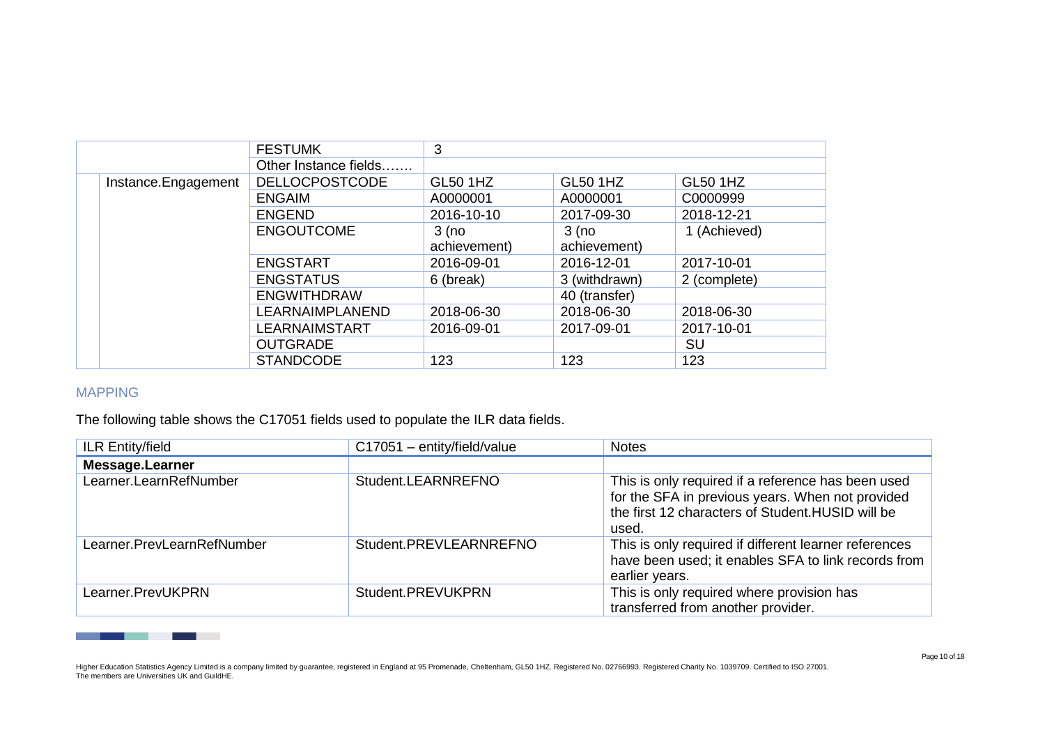| | | | | |
|---|---|---|---|---|
| | FESTUMK | 3 | | |
| | Other Instance fields……. | | | |
| Instance.Engagement | DELLOCPOSTCODE | GL50 1HZ | GL50 1HZ | GL50 1HZ |
| | ENGAIM | A0000001 | A0000001 | C0000999 |
| | ENGEND | 2016-10-10 | 2017-09-30 | 2018-12-21 |
| | ENGOUTCOME | 3 (no achievement) | 3 (no achievement) | 1 (Achieved) |
| | ENGSTART | 2016-09-01 | 2016-12-01 | 2017-10-01 |
| | ENGSTATUS | 6 (break) | 3 (withdrawn) | 2 (complete) |
| | ENGWITHDRAW | | 40 (transfer) | |
| | LEARNAIMPLANEND | 2018-06-30 | 2018-06-30 | 2018-06-30 |
| | LEARNAIMSTART | 2016-09-01 | 2017-09-01 | 2017-10-01 |
| | OUTGRADE | | | SU |
| | STANDCODE | 123 | 123 | 123 |

## MAPPING

The following table shows the C17051 fields used to populate the ILR data fields.

| ILR Entity/field | C17051 – entity/field/value | Notes |
|---|---|---|
| **Message.Learner** | | |
| Learner.LearnRefNumber | Student.LEARNREFNO | This is only required if a reference has been used for the SFA in previous years. When not provided the first 12 characters of Student.HUSID will be used. |
| Learner.PrevLearnRefNumber | Student.PREVLEARNREFNO | This is only required if different learner references have been used; it enables SFA to link records from earlier years. |
| Learner.PrevUKPRN | Student.PREVUKPRN | This is only required where provision has transferred from another provider. |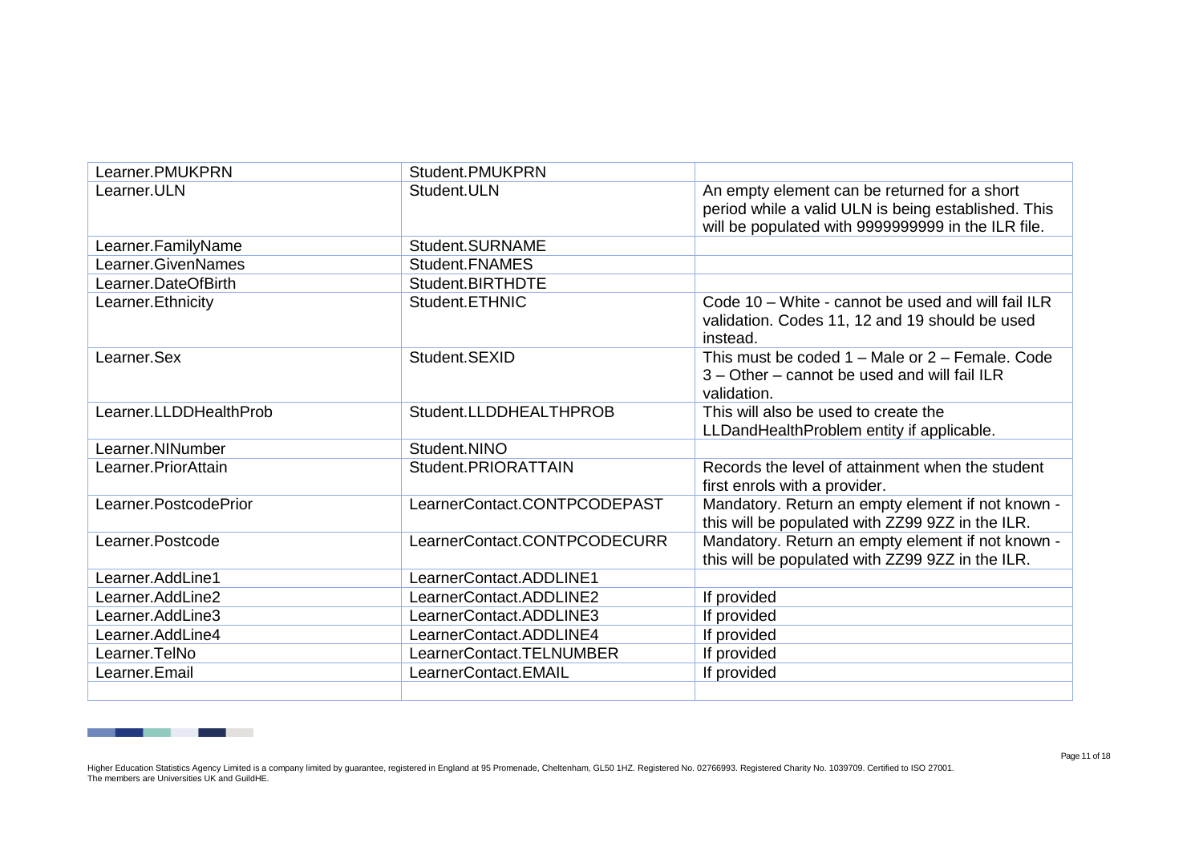| Learner.PMUKPRN | Student.PMUKPRN | |
|---|---|---|
| Learner.ULN | Student.ULN | An empty element can be returned for a short period while a valid ULN is being established. This will be populated with 9999999999 in the ILR file. |
| Learner.FamilyName | Student.SURNAME | |
| Learner.GivenNames | Student.FNAMES | |
| Learner.DateOfBirth | Student.BIRTHDTE | |
| Learner.Ethnicity | Student.ETHNIC | Code 10 – White - cannot be used and will fail ILR validation. Codes 11, 12 and 19 should be used instead. |
| Learner.Sex | Student.SEXID | This must be coded 1 – Male or 2 – Female. Code 3 – Other – cannot be used and will fail ILR validation. |
| Learner.LLDDHealthProb | Student.LLDDHEALTHPROB | This will also be used to create the LLDandHealthProblem entity if applicable. |
| Learner.NINumber | Student.NINO | |
| Learner.PriorAttain | Student.PRIORATTAIN | Records the level of attainment when the student first enrols with a provider. |
| Learner.PostcodePrior | LearnerContact.CONTPCODEPAST | Mandatory. Return an empty element if not known - this will be populated with ZZ99 9ZZ in the ILR. |
| Learner.Postcode | LearnerContact.CONTPCODECURR | Mandatory. Return an empty element if not known - this will be populated with ZZ99 9ZZ in the ILR. |
| Learner.AddLine1 | LearnerContact.ADDLINE1 | |
| Learner.AddLine2 | LearnerContact.ADDLINE2 | If provided |
| Learner.AddLine3 | LearnerContact.ADDLINE3 | If provided |
| Learner.AddLine4 | LearnerContact.ADDLINE4 | If provided |
| Learner.TelNo | LearnerContact.TELNUMBER | If provided |
| Learner.Email | LearnerContact.EMAIL | If provided |
| | | |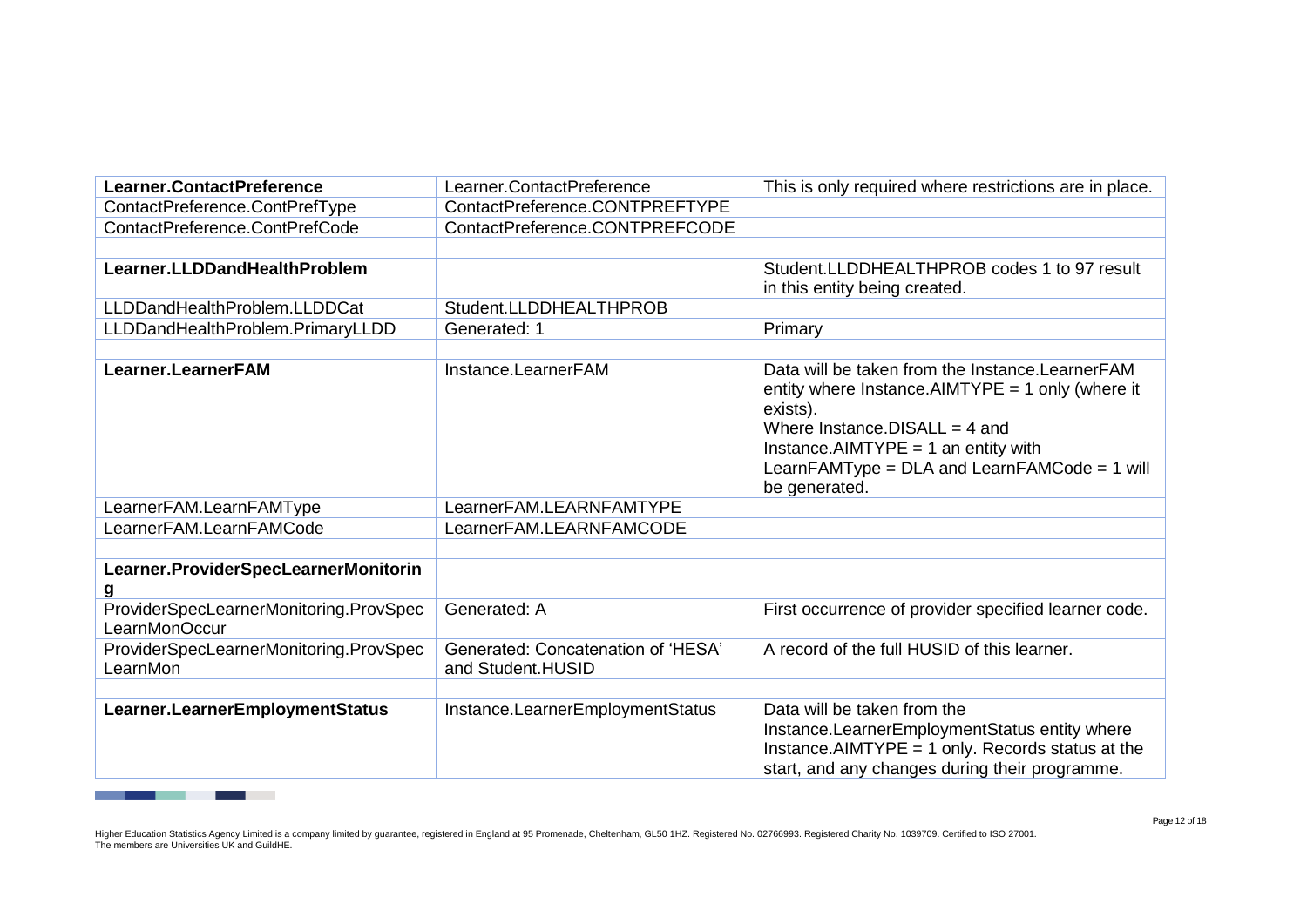| **Learner.ContactPreference** | Learner.ContactPreference | This is only required where restrictions are in place. |
|---|---|---|
| ContactPreference.ContPrefType | ContactPreference.CONTPREFTYPE | |
| ContactPreference.ContPrefCode | ContactPreference.CONTPREFCODE | |
| | | |
| **Learner.LLDDandHealthProblem** | | Student.LLDDHEALTHPROB codes 1 to 97 result in this entity being created. |
| LLDDandHealthProblem.LLDDCat | Student.LLDDHEALTHPROB | |
| LLDDandHealthProblem.PrimaryLLDD | Generated: 1 | Primary |
| | | |
| **Learner.LearnerFAM** | Instance.LearnerFAM | Data will be taken from the Instance.LearnerFAM entity where Instance.AIMTYPE = 1 only (where it exists).<br>Where Instance.DISALL = 4 and Instance.AIMTYPE = 1 an entity with LearnFAMType = DLA and LearnFAMCode = 1 will be generated. |
| LearnerFAM.LearnFAMType | LearnerFAM.LEARNFAMTYPE | |
| LearnerFAM.LearnFAMCode | LearnerFAM.LEARNFAMCODE | |
| | | |
| **Learner.ProviderSpecLearnerMonitoring** | | |
| ProviderSpecLearnerMonitoring.ProvSpecLearnMonOccur | Generated: A | First occurrence of provider specified learner code. |
| ProviderSpecLearnerMonitoring.ProvSpecLearnMon | Generated: Concatenation of 'HESA' and Student.HUSID | A record of the full HUSID of this learner. |
| | | |
| **Learner.LearnerEmploymentStatus** | Instance.LearnerEmploymentStatus | Data will be taken from the Instance.LearnerEmploymentStatus entity where Instance.AIMTYPE = 1 only. Records status at the start, and any changes during their programme. |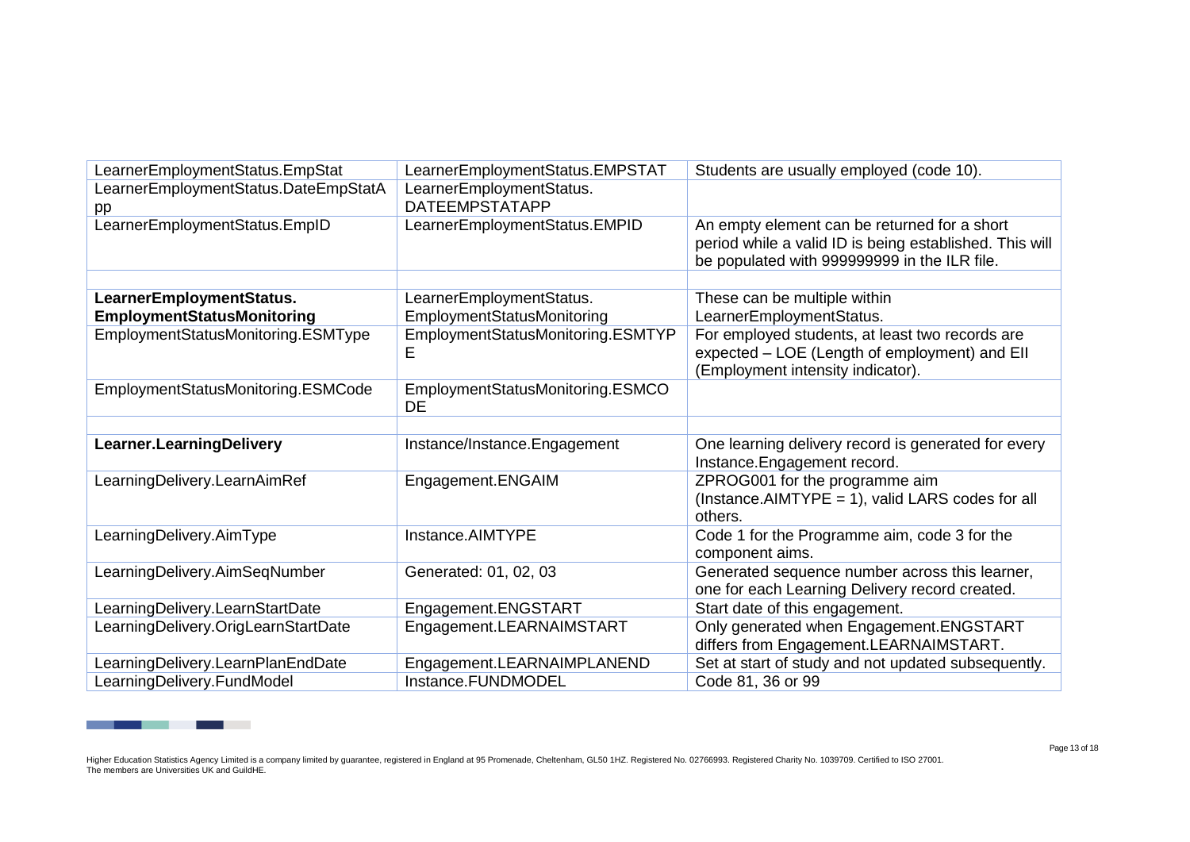| LearnerEmploymentStatus.EmpStat | LearnerEmploymentStatus.EMPSTAT | Students are usually employed (code 10). |
|---|---|---|
| LearnerEmploymentStatus.DateEmpStatApp | LearnerEmploymentStatus.DATEEMPSTATAPP | |
| LearnerEmploymentStatus.EmpID | LearnerEmploymentStatus.EMPID | An empty element can be returned for a short period while a valid ID is being established. This will be populated with 999999999 in the ILR file. |
| | | |
| **LearnerEmploymentStatus.EmploymentStatusMonitoring** | LearnerEmploymentStatus.EmploymentStatusMonitoring | These can be multiple within LearnerEmploymentStatus. |
| EmploymentStatusMonitoring.ESMType | EmploymentStatusMonitoring.ESMTYPE | For employed students, at least two records are expected – LOE (Length of employment) and EII (Employment intensity indicator). |
| EmploymentStatusMonitoring.ESMCode | EmploymentStatusMonitoring.ESMCODE | |
| | | |
| **Learner.LearningDelivery** | Instance/Instance.Engagement | One learning delivery record is generated for every Instance.Engagement record. |
| LearningDelivery.LearnAimRef | Engagement.ENGAIM | ZPROG001 for the programme aim (Instance.AIMTYPE = 1), valid LARS codes for all others. |
| LearningDelivery.AimType | Instance.AIMTYPE | Code 1 for the Programme aim, code 3 for the component aims. |
| LearningDelivery.AimSeqNumber | Generated: 01, 02, 03 | Generated sequence number across this learner, one for each Learning Delivery record created. |
| LearningDelivery.LearnStartDate | Engagement.ENGSTART | Start date of this engagement. |
| LearningDelivery.OrigLearnStartDate | Engagement.LEARNAIMSTART | Only generated when Engagement.ENGSTART differs from Engagement.LEARNAIMSTART. |
| LearningDelivery.LearnPlanEndDate | Engagement.LEARNAIMPLANEND | Set at start of study and not updated subsequently. |
| LearningDelivery.FundModel | Instance.FUNDMODEL | Code 81, 36 or 99 |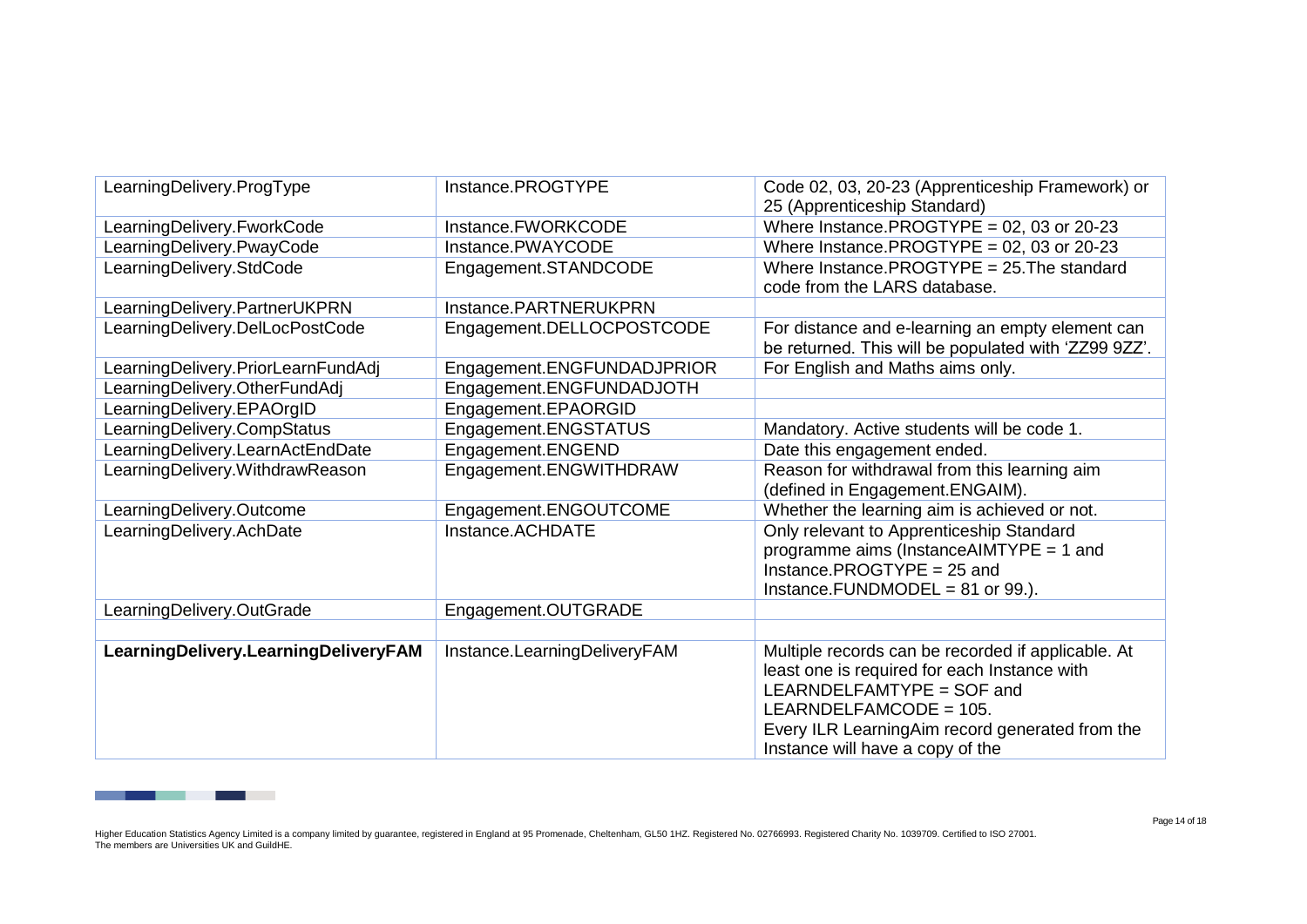| LearningDelivery.ProgType | Instance.PROGTYPE | Code 02, 03, 20-23 (Apprenticeship Framework) or 25 (Apprenticeship Standard) |
|---|---|---|
| LearningDelivery.FworkCode | Instance.FWORKCODE | Where Instance.PROGTYPE = 02, 03 or 20-23 |
| LearningDelivery.PwayCode | Instance.PWAYCODE | Where Instance.PROGTYPE = 02, 03 or 20-23 |
| LearningDelivery.StdCode | Engagement.STANDCODE | Where Instance.PROGTYPE = 25.The standard code from the LARS database. |
| LearningDelivery.PartnerUKPRN | Instance.PARTNERUKPRN | |
| LearningDelivery.DelLocPostCode | Engagement.DELLOCPOSTCODE | For distance and e-learning an empty element can be returned. This will be populated with 'ZZ99 9ZZ'. |
| LearningDelivery.PriorLearnFundAdj | Engagement.ENGFUNDADJPRIOR | For English and Maths aims only. |
| LearningDelivery.OtherFundAdj | Engagement.ENGFUNDADJOTH | |
| LearningDelivery.EPAOrgID | Engagement.EPAORGID | |
| LearningDelivery.CompStatus | Engagement.ENGSTATUS | Mandatory. Active students will be code 1. |
| LearningDelivery.LearnActEndDate | Engagement.ENGEND | Date this engagement ended. |
| LearningDelivery.WithdrawReason | Engagement.ENGWITHDRAW | Reason for withdrawal from this learning aim (defined in Engagement.ENGAIM). |
| LearningDelivery.Outcome | Engagement.ENGOUTCOME | Whether the learning aim is achieved or not. |
| LearningDelivery.AchDate | Instance.ACHDATE | Only relevant to Apprenticeship Standard programme aims (InstanceAIMTYPE = 1 and Instance.PROGTYPE = 25 and Instance.FUNDMODEL = 81 or 99.). |
| LearningDelivery.OutGrade | Engagement.OUTGRADE | |
| | | |
| **LearningDelivery.LearningDeliveryFAM** | Instance.LearningDeliveryFAM | Multiple records can be recorded if applicable. At least one is required for each Instance with LEARNDELFAMTYPE = SOF and LEARNDELFAMCODE = 105. Every ILR LearningAim record generated from the Instance will have a copy of the |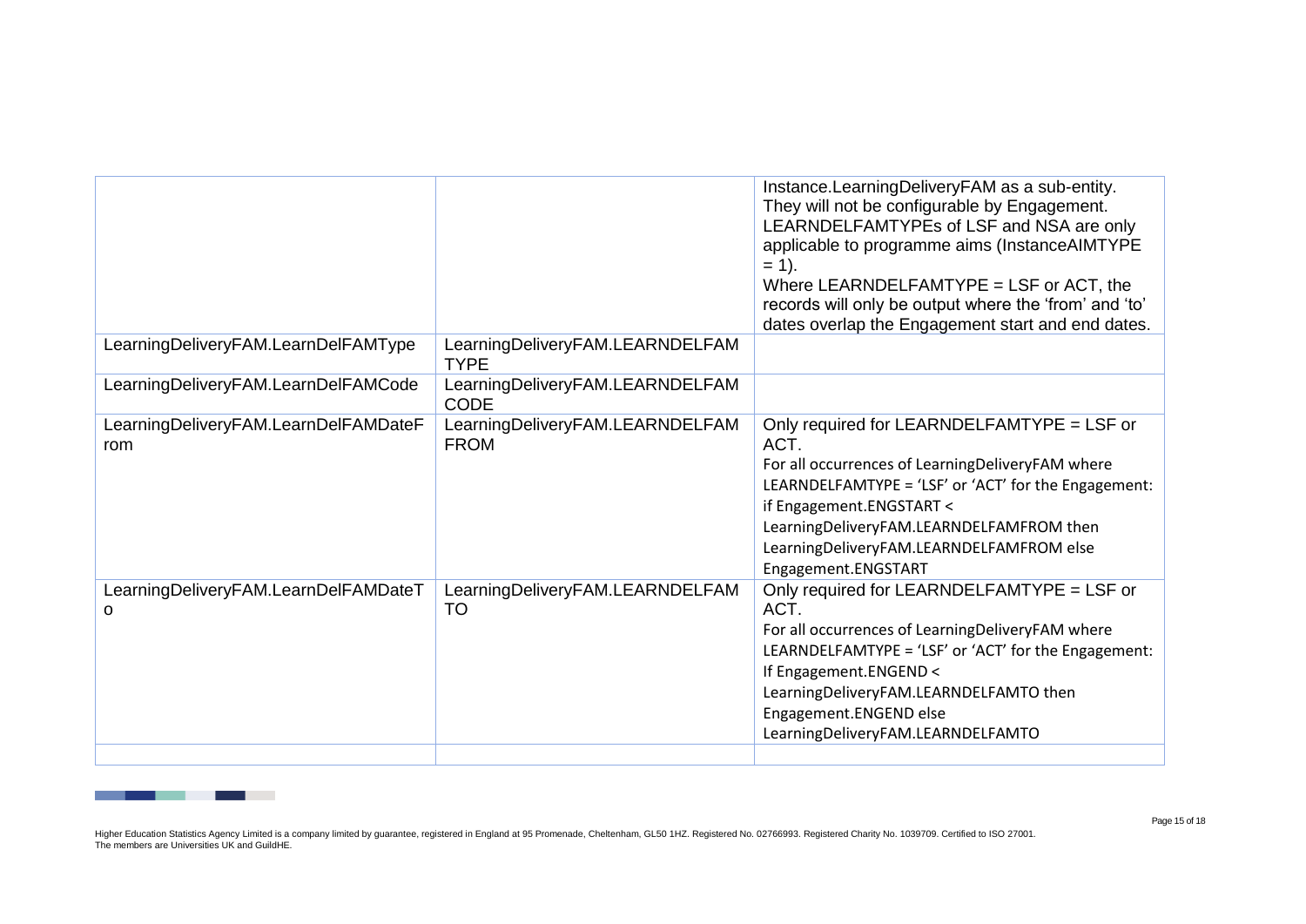| | | |
|---|---|---|
| | | Instance.LearningDeliveryFAM as a sub-entity. They will not be configurable by Engagement. LEARNDELFAMTYPEs of LSF and NSA are only applicable to programme aims (InstanceAIMTYPE = 1).<br>Where LEARNDELFAMTYPE = LSF or ACT, the records will only be output where the 'from' and 'to' dates overlap the Engagement start and end dates. |
| LearningDeliveryFAM.LearnDelFAMType | LearningDeliveryFAM.LEARNDELFAMTYPE | |
| LearningDeliveryFAM.LearnDelFAMCode | LearningDeliveryFAM.LEARNDELFAMCODE | |
| LearningDeliveryFAM.LearnDelFAMDateFrom | LearningDeliveryFAM.LEARNDELFAMFROM | Only required for LEARNDELFAMTYPE = LSF or ACT.<br>For all occurrences of LearningDeliveryFAM where LEARNDELFAMTYPE = 'LSF' or 'ACT' for the Engagement:<br>if Engagement.ENGSTART < LearningDeliveryFAM.LEARNDELFAMFROM then LearningDeliveryFAM.LEARNDELFAMFROM else Engagement.ENGSTART |
| LearningDeliveryFAM.LearnDelFAMDateTo | LearningDeliveryFAM.LEARNDELFAMTO | Only required for LEARNDELFAMTYPE = LSF or ACT.<br>For all occurrences of LearningDeliveryFAM where LEARNDELFAMTYPE = 'LSF' or 'ACT' for the Engagement:<br>If Engagement.ENGEND < LearningDeliveryFAM.LEARNDELFAMTO then Engagement.ENGEND else LearningDeliveryFAM.LEARNDELFAMTO |
| | | |

Higher Education Statistics Agency Limited is a company limited by guarantee, registered in England at 95 Promenade, Cheltenham, GL50 1HZ. Registered No. 02766993. Registered Charity No. 1039709. Certified to ISO 27001. The members are Universities UK and GuildHE.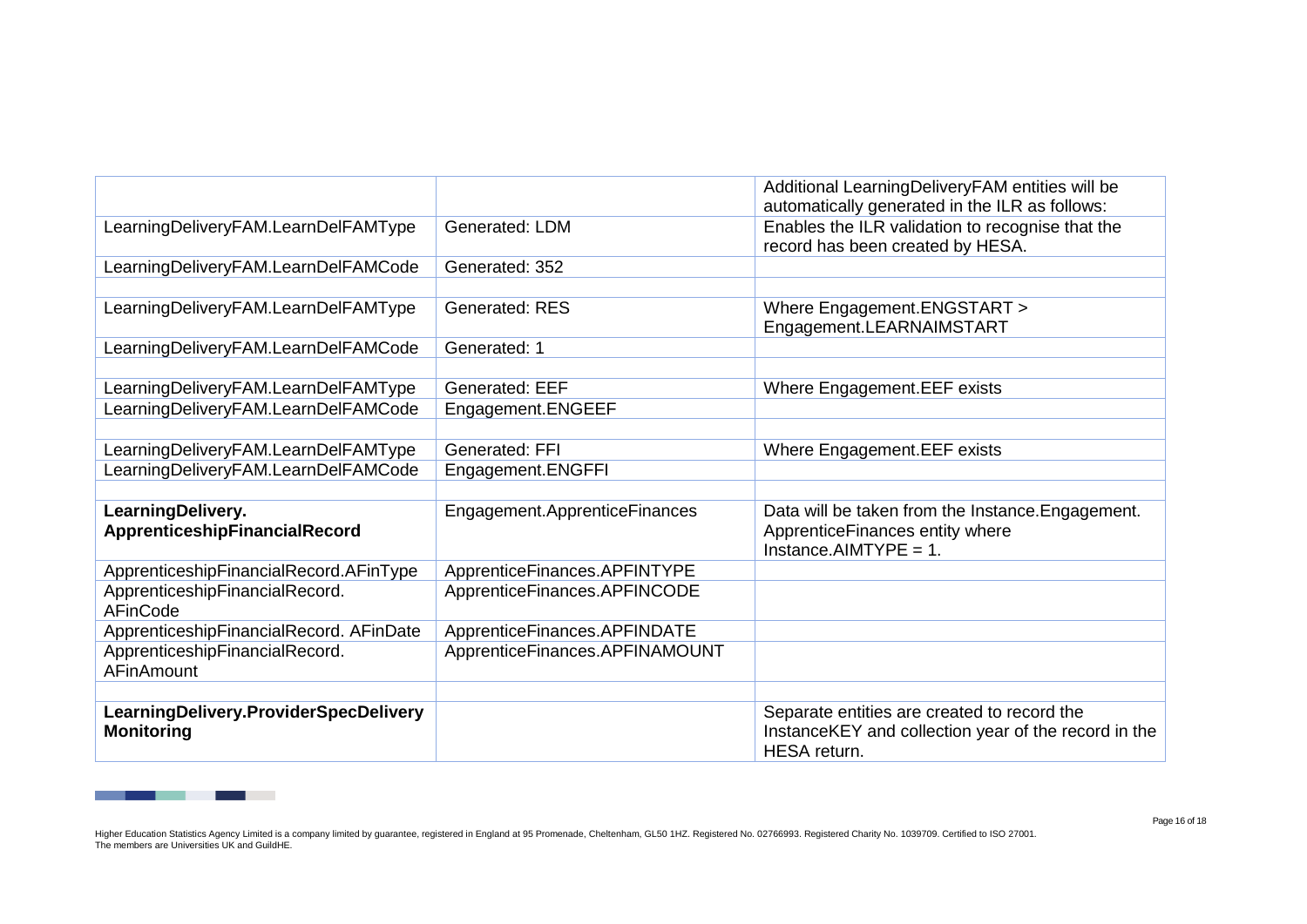| | | |
|---|---|---|
| | | Additional LearningDeliveryFAM entities will be automatically generated in the ILR as follows: |
| LearningDeliveryFAM.LearnDelFAMType | Generated: LDM | Enables the ILR validation to recognise that the record has been created by HESA. |
| LearningDeliveryFAM.LearnDelFAMCode | Generated: 352 | |
| | | |
| LearningDeliveryFAM.LearnDelFAMType | Generated: RES | Where Engagement.ENGSTART > Engagement.LEARNAIMSTART |
| LearningDeliveryFAM.LearnDelFAMCode | Generated: 1 | |
| | | |
| LearningDeliveryFAM.LearnDelFAMType | Generated: EEF | Where Engagement.EEF exists |
| LearningDeliveryFAM.LearnDelFAMCode | Engagement.ENGEEF | |
| | | |
| LearningDeliveryFAM.LearnDelFAMType | Generated: FFI | Where Engagement.EEF exists |
| LearningDeliveryFAM.LearnDelFAMCode | Engagement.ENGFFI | |
| | | |
| **LearningDelivery. ApprenticeshipFinancialRecord** | Engagement.ApprenticeFinances | Data will be taken from the Instance.Engagement. ApprenticeFinances entity where Instance.AIMTYPE = 1. |
| ApprenticeshipFinancialRecord.AFinType | ApprenticeFinances.APFINTYPE | |
| ApprenticeshipFinancialRecord. AFinCode | ApprenticeFinances.APFINCODE | |
| ApprenticeshipFinancialRecord. AFinDate | ApprenticeFinances.APFINDATE | |
| ApprenticeshipFinancialRecord. AFinAmount | ApprenticeFinances.APFINAMOUNT | |
| | | |
| **LearningDelivery.ProviderSpecDelivery Monitoring** | | Separate entities are created to record the InstanceKEY and collection year of the record in the HESA return. |

Higher Education Statistics Agency Limited is a company limited by guarantee, registered in England at 95 Promenade, Cheltenham, GL50 1HZ. Registered No. 02766993. Registered Charity No. 1039709. Certified to ISO 27001. The members are Universities UK and GuildHE.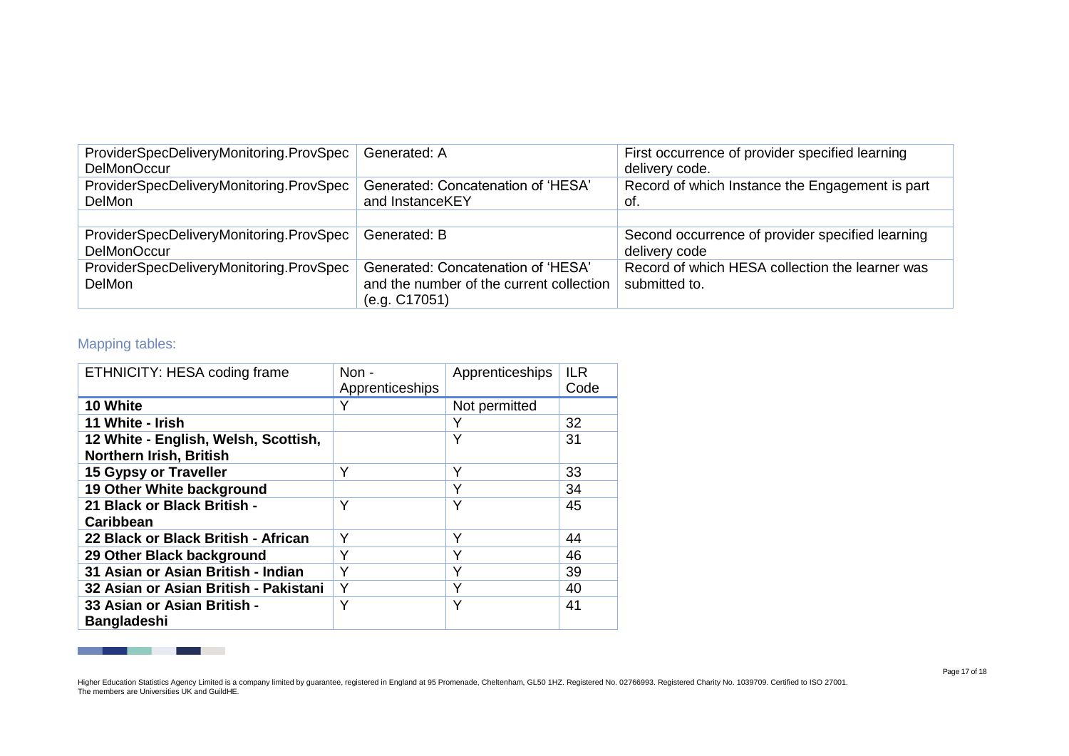| | | |
|---|---|---|
| ProviderSpecDeliveryMonitoring.ProvSpecDelMonOccur | Generated: A | First occurrence of provider specified learning delivery code. |
| ProviderSpecDeliveryMonitoring.ProvSpecDelMon | Generated: Concatenation of 'HESA' and InstanceKEY | Record of which Instance the Engagement is part of. |
| | | |
| ProviderSpecDeliveryMonitoring.ProvSpecDelMonOccur | Generated: B | Second occurrence of provider specified learning delivery code |
| ProviderSpecDeliveryMonitoring.ProvSpecDelMon | Generated: Concatenation of 'HESA' and the number of the current collection (e.g. C17051) | Record of which HESA collection the learner was submitted to. |

## Mapping tables:

| ETHNICITY: HESA coding frame | Non - Apprenticeships | Apprenticeships | ILR Code |
|---|---|---|---|
| **10 White** | Y | Not permitted | |
| **11 White - Irish** | | Y | 32 |
| **12 White - English, Welsh, Scottish, Northern Irish, British** | | Y | 31 |
| **15 Gypsy or Traveller** | Y | Y | 33 |
| **19 Other White background** | | Y | 34 |
| **21 Black or Black British - Caribbean** | Y | Y | 45 |
| **22 Black or Black British - African** | Y | Y | 44 |
| **29 Other Black background** | Y | Y | 46 |
| **31 Asian or Asian British - Indian** | Y | Y | 39 |
| **32 Asian or Asian British - Pakistani** | Y | Y | 40 |
| **33 Asian or Asian British - Bangladeshi** | Y | Y | 41 |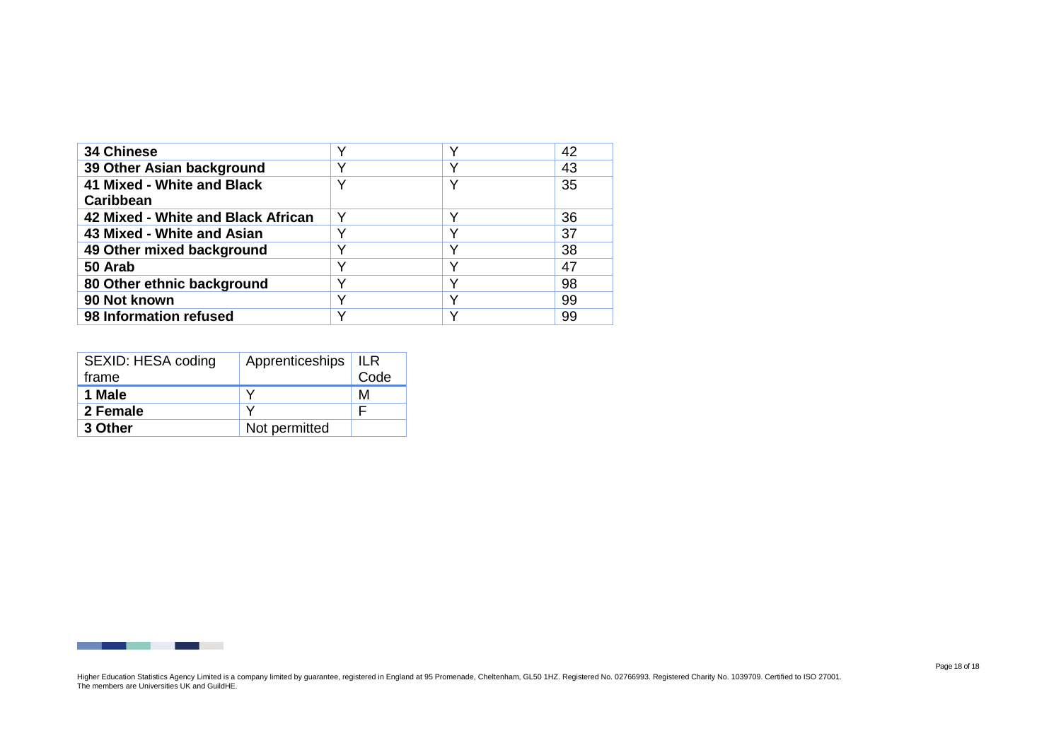| | | | |
|---|---|---|---|
| **34 Chinese** | Y | Y | 42 |
| **39 Other Asian background** | Y | Y | 43 |
| **41 Mixed - White and Black Caribbean** | Y | Y | 35 |
| **42 Mixed - White and Black African** | Y | Y | 36 |
| **43 Mixed - White and Asian** | Y | Y | 37 |
| **49 Other mixed background** | Y | Y | 38 |
| **50 Arab** | Y | Y | 47 |
| **80 Other ethnic background** | Y | Y | 98 |
| **90 Not known** | Y | Y | 99 |
| **98 Information refused** | Y | Y | 99 |

| SEXID: HESA coding frame | Apprenticeships | ILR Code |
|---|---|---|
| **1 Male** | Y | M |
| **2 Female** | Y | F |
| **3 Other** | Not permitted | |

Higher Education Statistics Agency Limited is a company limited by guarantee, registered in England at 95 Promenade, Cheltenham, GL50 1HZ. Registered No. 02766993. Registered Charity No. 1039709. Certified to ISO 27001. The members are Universities UK and GuildHE.